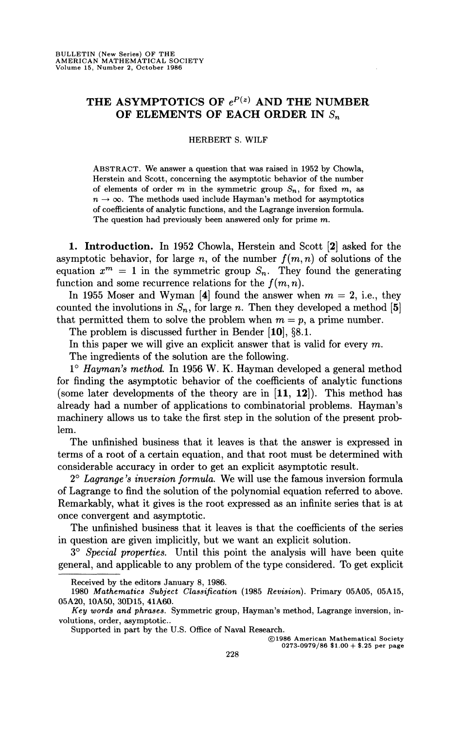# THE ASYMPTOTICS OF $e^{P(z)}$ AND THE NUMBER OF ELEMENTS OF EACH ORDER IN $S_n$

HERBERT S. WILF

ABSTRACT. We answer a question that was raised in 1952 by Chowla, Herstein and Scott, concerning the asymptotic behavior of the number of elements of order $m$ in the symmetric group $S_n$, for fixed $m$, as $n \to \infty$. The methods used include Hayman's method for asymptotics of coefficients of analytic functions, and the Lagrange inversion formula. The question had previously been answered only for prime $m$.

**1. Introduction.** In 1952 Chowla, Herstein and Scott [**2**] asked for the asymptotic behavior, for large $n$, of the number $f(m, n)$ of solutions of the equation $x^m = 1$ in the symmetric group $S_n$. They found the generating function and some recurrence relations for the $f(m, n)$.

In 1955 Moser and Wyman [**4**] found the answer when $m = 2$, i.e., they counted the involutions in $S_n$, for large $n$. Then they developed a method [**5**] that permitted them to solve the problem when $m = p$, a prime number.

The problem is discussed further in Bender [**10**], §8.1.

In this paper we will give an explicit answer that is valid for every $m$.

The ingredients of the solution are the following.

1° *Hayman's method.* In 1956 W. K. Hayman developed a general method for finding the asymptotic behavior of the coefficients of analytic functions (some later developments of the theory are in [**11, 12**]). This method has already had a number of applications to combinatorial problems. Hayman's machinery allows us to take the first step in the solution of the present problem.

The unfinished business that it leaves is that the answer is expressed in terms of a root of a certain equation, and that root must be determined with considerable accuracy in order to get an explicit asymptotic result.

2° *Lagrange's inversion formula.* We will use the famous inversion formula of Lagrange to find the solution of the polynomial equation referred to above. Remarkably, what it gives is the root expressed as an infinite series that is at once convergent and asymptotic.

The unfinished business that it leaves is that the coefficients of the series in question are given implicitly, but we want an explicit solution.

3° *Special properties.* Until this point the analysis will have been quite general, and applicable to any problem of the type considered. To get explicit

---

Received by the editors January 8, 1986.

1980 *Mathematics Subject Classification* (1985 *Revision*). Primary 05A05, 05A15, 05A20, 10A50, 30D15, 41A60.

*Key words and phrases.* Symmetric group, Hayman's method, Lagrange inversion, involutions, order, asymptotic..

Supported in part by the U.S. Office of Naval Research.

©1986 American Mathematical Society
0273-0979/86 \$1.00 + \$.25 per page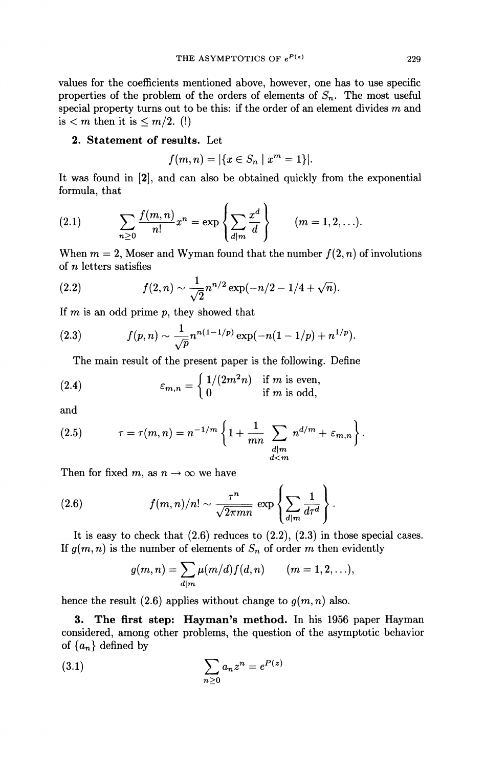values for the coefficients mentioned above, however, one has to use specific properties of the problem of the orders of elements of $S_n$. The most useful special property turns out to be this: if the order of an element divides $m$ and is $< m$ then it is $\leq m/2$. (!)

## 2. Statement of results.

Let

$$f(m,n) = |\{x \in S_n \mid x^m = 1\}|.$$

It was found in [2], and can also be obtained quickly from the exponential formula, that

$$\sum_{n \geq 0} \frac{f(m,n)}{n!} x^n = \exp\left\{\sum_{d|m} \frac{x^d}{d}\right\} \qquad (m = 1, 2, \ldots). \tag{2.1}$$

When $m = 2$, Moser and Wyman found that the number $f(2,n)$ of involutions of $n$ letters satisfies

$$f(2,n) \sim \frac{1}{\sqrt{2}} n^{n/2} \exp(-n/2 - 1/4 + \sqrt{n}). \tag{2.2}$$

If $m$ is an odd prime $p$, they showed that

$$f(p,n) \sim \frac{1}{\sqrt{p}} n^{n(1-1/p)} \exp(-n(1-1/p) + n^{1/p}). \tag{2.3}$$

The main result of the present paper is the following. Define

$$\varepsilon_{m,n} = \begin{cases} 1/(2m^2 n) & \text{if } m \text{ is even,} \\ 0 & \text{if } m \text{ is odd,} \end{cases} \tag{2.4}$$

and

$$\tau = \tau(m,n) = n^{-1/m}\left\{1 + \frac{1}{mn} \sum_{\substack{d|m \\ d<m}} n^{d/m} + \varepsilon_{m,n}\right\}. \tag{2.5}$$

Then for fixed $m$, as $n \to \infty$ we have

$$f(m,n)/n! \sim \frac{\tau^n}{\sqrt{2\pi m n}} \exp\left\{\sum_{d|m} \frac{1}{d\tau^d}\right\}. \tag{2.6}$$

It is easy to check that (2.6) reduces to (2.2), (2.3) in those special cases. If $g(m,n)$ is the number of elements of $S_n$ of order $m$ then evidently

$$g(m,n) = \sum_{d|m} \mu(m/d) f(d,n) \qquad (m = 1, 2, \ldots),$$

hence the result (2.6) applies without change to $g(m,n)$ also.

## 3. The first step: Hayman's method.

In his 1956 paper Hayman considered, among other problems, the question of the asymptotic behavior of $\{a_n\}$ defined by

$$\sum_{n \geq 0} a_n z^n = e^{P(z)} \tag{3.1}$$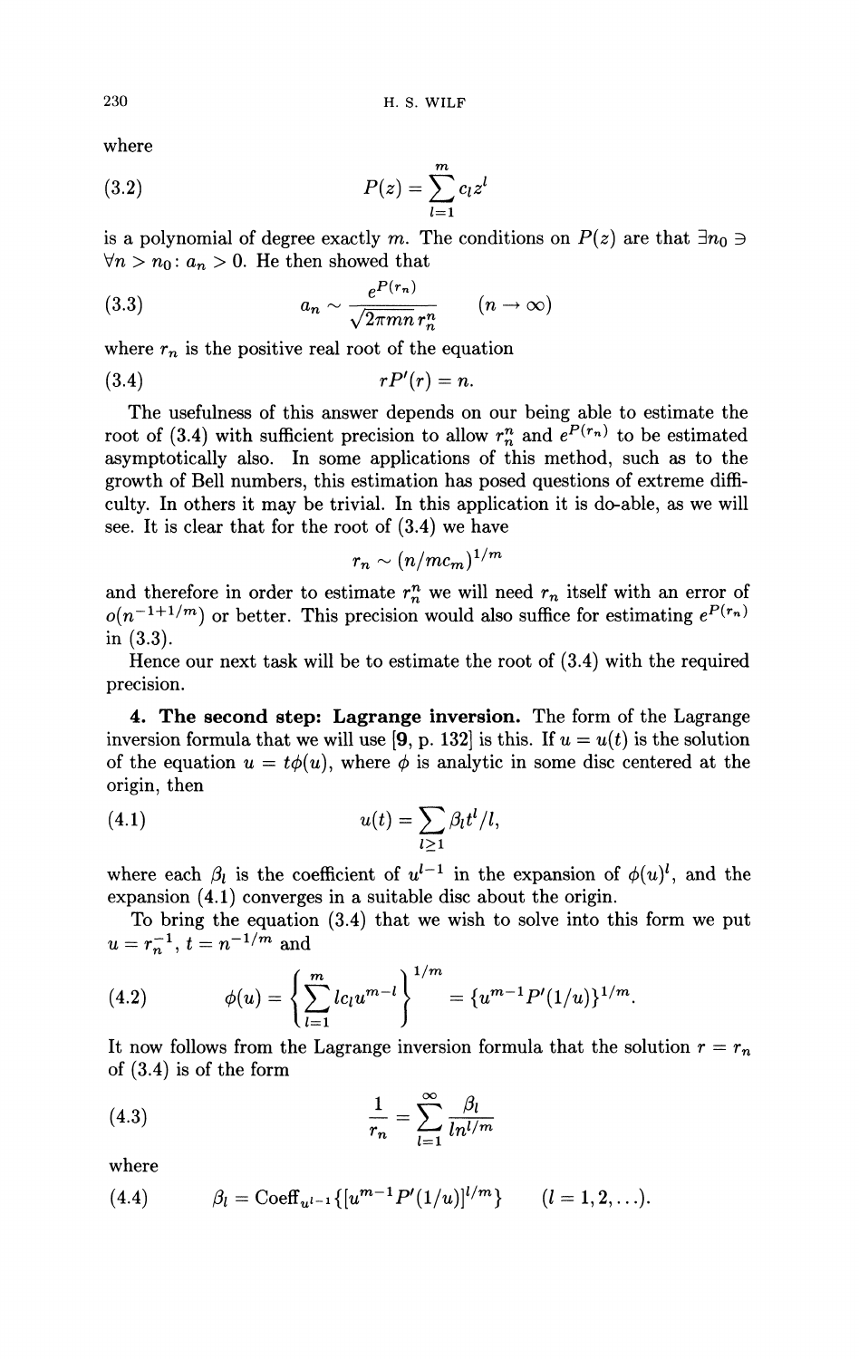where

$$P(z) = \sum_{l=1}^{m} c_l z^l \tag{3.2}$$

is a polynomial of degree exactly $m$. The conditions on $P(z)$ are that $\exists n_0 \ni \forall n > n_0 \colon a_n > 0$. He then showed that

$$a_n \sim \frac{e^{P(r_n)}}{\sqrt{2\pi m n}\, r_n^n} \qquad (n \to \infty) \tag{3.3}$$

where $r_n$ is the positive real root of the equation

$$rP'(r) = n. \tag{3.4}$$

The usefulness of this answer depends on our being able to estimate the root of (3.4) with sufficient precision to allow $r_n^n$ and $e^{P(r_n)}$ to be estimated asymptotically also. In some applications of this method, such as to the growth of Bell numbers, this estimation has posed questions of extreme difficulty. In others it may be trivial. In this application it is do-able, as we will see. It is clear that for the root of (3.4) we have

$$r_n \sim (n/mc_m)^{1/m}$$

and therefore in order to estimate $r_n^n$ we will need $r_n$ itself with an error of $o(n^{-1+1/m})$ or better. This precision would also suffice for estimating $e^{P(r_n)}$ in (3.3).

Hence our next task will be to estimate the root of (3.4) with the required precision.

**4. The second step: Lagrange inversion.** The form of the Lagrange inversion formula that we will use [9, p. 132] is this. If $u = u(t)$ is the solution of the equation $u = t\phi(u)$, where $\phi$ is analytic in some disc centered at the origin, then

$$u(t) = \sum_{l \geq 1} \beta_l t^l / l, \tag{4.1}$$

where each $\beta_l$ is the coefficient of $u^{l-1}$ in the expansion of $\phi(u)^l$, and the expansion (4.1) converges in a suitable disc about the origin.

To bring the equation (3.4) that we wish to solve into this form we put $u = r_n^{-1}$, $t = n^{-1/m}$ and

$$\phi(u) = \left\{ \sum_{l=1}^{m} l c_l u^{m-l} \right\}^{1/m} = \{u^{m-1} P'(1/u)\}^{1/m}. \tag{4.2}$$

It now follows from the Lagrange inversion formula that the solution $r = r_n$ of (3.4) is of the form

$$\frac{1}{r_n} = \sum_{l=1}^{\infty} \frac{\beta_l}{l n^{l/m}} \tag{4.3}$$

where

$$\beta_l = \text{Coeff}_{u^{l-1}}\{[u^{m-1}P'(1/u)]^{l/m}\} \qquad (l = 1, 2, \ldots). \tag{4.4}$$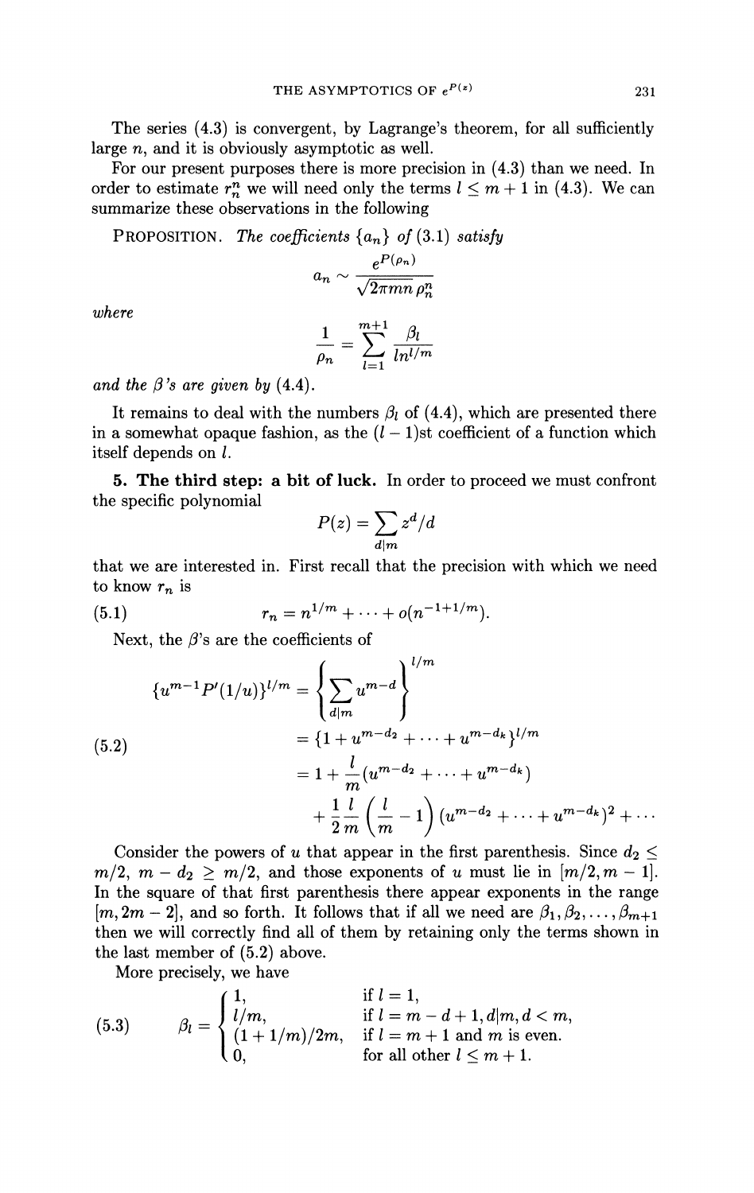The series (4.3) is convergent, by Lagrange's theorem, for all sufficiently large $n$, and it is obviously asymptotic as well.

For our present purposes there is more precision in (4.3) than we need. In order to estimate $r_n^n$ we will need only the terms $l \le m+1$ in (4.3). We can summarize these observations in the following

PROPOSITION. *The coefficients* $\{a_n\}$ *of* (3.1) *satisfy*

$$a_n \sim \frac{e^{P(\rho_n)}}{\sqrt{2\pi m n}\, \rho_n^n}$$

*where*

$$\frac{1}{\rho_n} = \sum_{l=1}^{m+1} \frac{\beta_l}{l n^{l/m}}$$

*and the* $\beta$*'s are given by* (4.4).

It remains to deal with the numbers $\beta_l$ of (4.4), which are presented there in a somewhat opaque fashion, as the $(l-1)$st coefficient of a function which itself depends on $l$.

**5. The third step: a bit of luck.** In order to proceed we must confront the specific polynomial

$$P(z) = \sum_{d|m} z^d/d$$

that we are interested in. First recall that the precision with which we need to know $r_n$ is

$$r_n = n^{1/m} + \cdots + o(n^{-1+1/m}). \tag{5.1}$$

Next, the $\beta$'s are the coefficients of

$$\begin{aligned}
\{u^{m-1}P'(1/u)\}^{l/m} &= \left\{\sum_{d|m} u^{m-d}\right\}^{l/m} \\
&= \{1 + u^{m-d_2} + \cdots + u^{m-d_k}\}^{l/m} \\
&= 1 + \frac{l}{m}(u^{m-d_2} + \cdots + u^{m-d_k}) \\
&\quad + \frac{1}{2}\frac{l}{m}\left(\frac{l}{m} - 1\right)(u^{m-d_2} + \cdots + u^{m-d_k})^2 + \cdots
\end{aligned} \tag{5.2}$$

Consider the powers of $u$ that appear in the first parenthesis. Since $d_2 \le m/2$, $m - d_2 \ge m/2$, and those exponents of $u$ must lie in $[m/2, m-1]$. In the square of that first parenthesis there appear exponents in the range $[m, 2m-2]$, and so forth. It follows that if all we need are $\beta_1, \beta_2, \ldots, \beta_{m+1}$ then we will correctly find all of them by retaining only the terms shown in the last member of (5.2) above.

More precisely, we have

$$\beta_l = \begin{cases} 1, & \text{if } l = 1, \\ l/m, & \text{if } l = m - d + 1, d|m, d < m, \\ (1 + 1/m)/2m, & \text{if } l = m + 1 \text{ and } m \text{ is even.} \\ 0, & \text{for all other } l \le m + 1. \end{cases} \tag{5.3}$$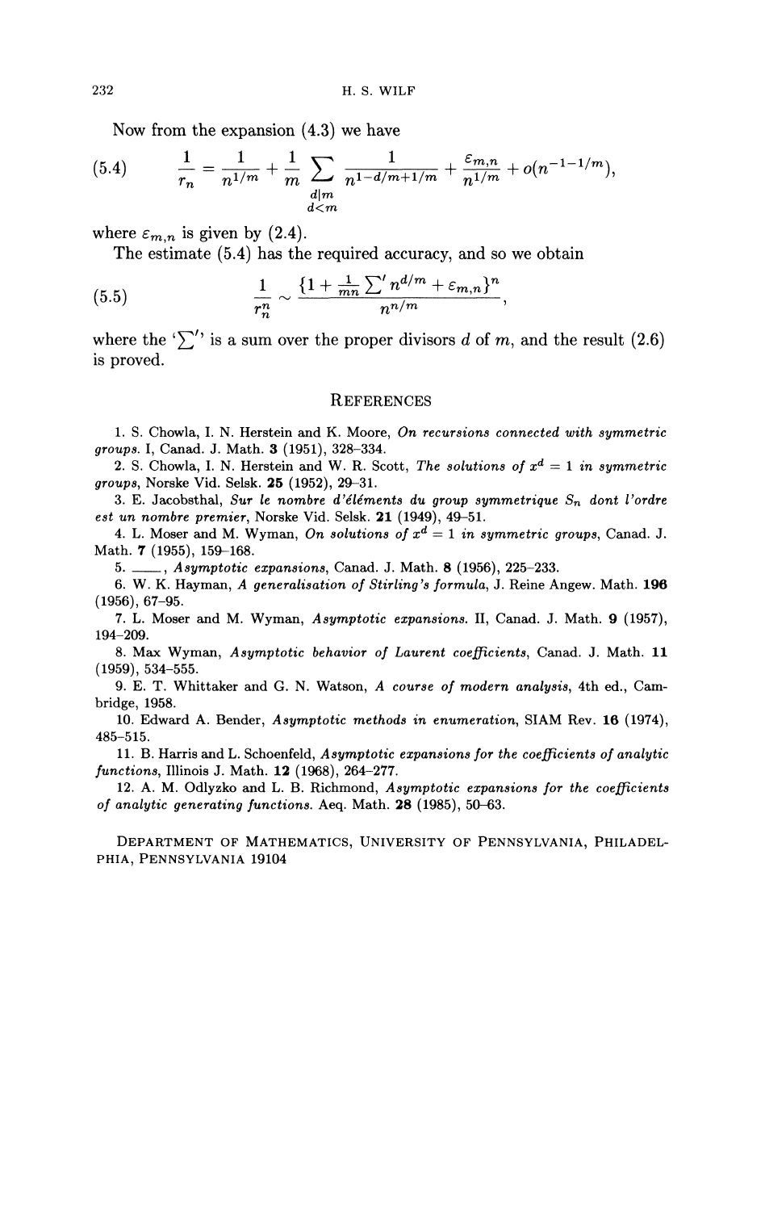Now from the expansion (4.3) we have

$$\frac{1}{r_n} = \frac{1}{n^{1/m}} + \frac{1}{m} \sum_{\substack{d|m \\ d<m}} \frac{1}{n^{1-d/m+1/m}} + \frac{\varepsilon_{m,n}}{n^{1/m}} + o(n^{-1-1/m}), \tag{5.4}$$

where $\varepsilon_{m,n}$ is given by (2.4).

The estimate (5.4) has the required accuracy, and so we obtain

$$\frac{1}{r_n^n} \sim \frac{\{1 + \frac{1}{mn} \sum' n^{d/m} + \varepsilon_{m,n}\}^n}{n^{n/m}}, \tag{5.5}$$

where the '$\sum'$' is a sum over the proper divisors $d$ of $m$, and the result (2.6) is proved.

## REFERENCES

1. S. Chowla, I. N. Herstein and K. Moore, *On recursions connected with symmetric groups*. I, Canad. J. Math. **3** (1951), 328–334.
2. S. Chowla, I. N. Herstein and W. R. Scott, *The solutions of $x^d = 1$ in symmetric groups*, Norske Vid. Selsk. **25** (1952), 29–31.
3. E. Jacobsthal, *Sur le nombre d'éléments du group symmetrique $S_n$ dont l'ordre est un nombre premier*, Norske Vid. Selsk. **21** (1949), 49–51.
4. L. Moser and M. Wyman, *On solutions of $x^d = 1$ in symmetric groups*, Canad. J. Math. **7** (1955), 159–168.
5. ——, *Asymptotic expansions*, Canad. J. Math. **8** (1956), 225–233.
6. W. K. Hayman, *A generalisation of Stirling's formula*, J. Reine Angew. Math. **196** (1956), 67–95.
7. L. Moser and M. Wyman, *Asymptotic expansions*. II, Canad. J. Math. **9** (1957), 194–209.
8. Max Wyman, *Asymptotic behavior of Laurent coefficients*, Canad. J. Math. **11** (1959), 534–555.
9. E. T. Whittaker and G. N. Watson, *A course of modern analysis*, 4th ed., Cambridge, 1958.
10. Edward A. Bender, *Asymptotic methods in enumeration*, SIAM Rev. **16** (1974), 485–515.
11. B. Harris and L. Schoenfeld, *Asymptotic expansions for the coefficients of analytic functions*, Illinois J. Math. **12** (1968), 264–277.
12. A. M. Odlyzko and L. B. Richmond, *Asymptotic expansions for the coefficients of analytic generating functions*. Aeq. Math. **28** (1985), 50–63.

DEPARTMENT OF MATHEMATICS, UNIVERSITY OF PENNSYLVANIA, PHILADELPHIA, PENNSYLVANIA 19104